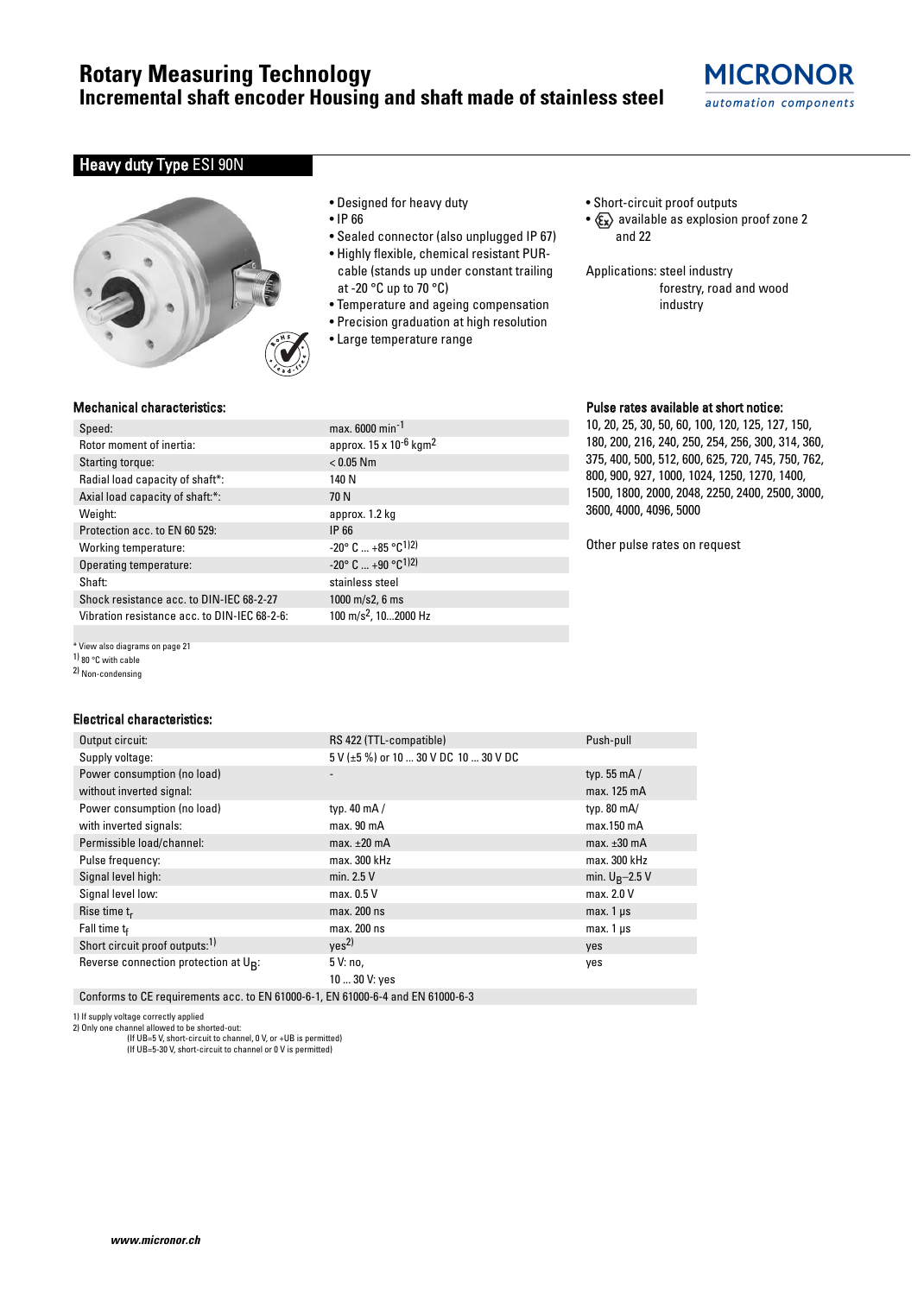# Rotary Measuring Technology
## Incremental shaft encoder Housing and shaft made of stainless steel

MICRONOR
automation components

## Heavy duty Type ESI 90N

- Designed for heavy duty
- IP 66
- Sealed connector (also unplugged IP 67)
- Highly flexible, chemical resistant PUR-cable (stands up under constant trailing at -20 °C up to 70 °C)
- Temperature and ageing compensation
- Precision graduation at high resolution
- Large temperature range

- Short-circuit proof outputs
- Ex available as explosion proof zone 2 and 22

Applications: steel industry
forestry, road and wood industry

### Mechanical characteristics:

| | |
|---|---|
| Speed: | max. 6000 $min^{-1}$ |
| Rotor moment of inertia: | approx. 15 x $10^{-6}$ $kgm^2$ |
| Starting torque: | < 0.05 Nm |
| Radial load capacity of shaft*: | 140 N |
| Axial load capacity of shaft:*: | 70 N |
| Weight: | approx. 1.2 kg |
| Protection acc. to EN 60 529: | IP 66 |
| Working temperature: | -20° C ... +85 °C[1)2)] |
| Operating temperature: | -20° C ... +90 °C[1)2)] |
| Shaft: | stainless steel |
| Shock resistance acc. to DIN-IEC 68-2-27 | 1000 m/s2, 6 ms |
| Vibration resistance acc. to DIN-IEC 68-2-6: | 100 $m/s^2$, 10...2000 Hz |

\* View also diagrams on page 21
[1)] 80 °C with cable
[2)] Non-condensing

### Pulse rates available at short notice:

10, 20, 25, 30, 50, 60, 100, 120, 125, 127, 150, 180, 200, 216, 240, 250, 254, 256, 300, 314, 360, 375, 400, 500, 512, 600, 625, 720, 745, 750, 762, 800, 900, 927, 1000, 1024, 1250, 1270, 1400, 1500, 1800, 2000, 2048, 2250, 2400, 2500, 3000, 3600, 4000, 4096, 5000

Other pulse rates on request

### Electrical characteristics:

| | | |
|---|---|---|
| Output circuit: | RS 422 (TTL-compatible) | Push-pull |
| Supply voltage: | 5 V (±5 %) or 10 ... 30 V DC | 10 ... 30 V DC |
| Power consumption (no load) without inverted signal: | - | typ. 55 mA / max. 125 mA |
| Power consumption (no load) with inverted signals: | typ. 40 mA / max. 90 mA | typ. 80 mA/ max.150 mA |
| Permissible load/channel: | max. ±20 mA | max. ±30 mA |
| Pulse frequency: | max. 300 kHz | max. 300 kHz |
| Signal level high: | min. 2.5 V | min. $U_B$–2.5 V |
| Signal level low: | max. 0.5 V | max. 2.0 V |
| Rise time $t_r$ | max. 200 ns | max. 1 µs |
| Fall time $t_f$ | max. 200 ns | max. 1 µs |
| Short circuit proof outputs:[1)] | yes[2)] | yes |
| Reverse connection protection at $U_B$: | 5 V: no, 10 ... 30 V: yes | yes |
| Conforms to CE requirements acc. to EN 61000-6-1, EN 61000-6-4 and EN 61000-6-3 | | |

1) If supply voltage correctly applied
2) Only one channel allowed to be shorted-out:
(If UB=5 V, short-circuit to channel, 0 V, or +UB is permitted)
(If UB=5-30 V, short-circuit to channel or 0 V is permitted)

www.micronor.ch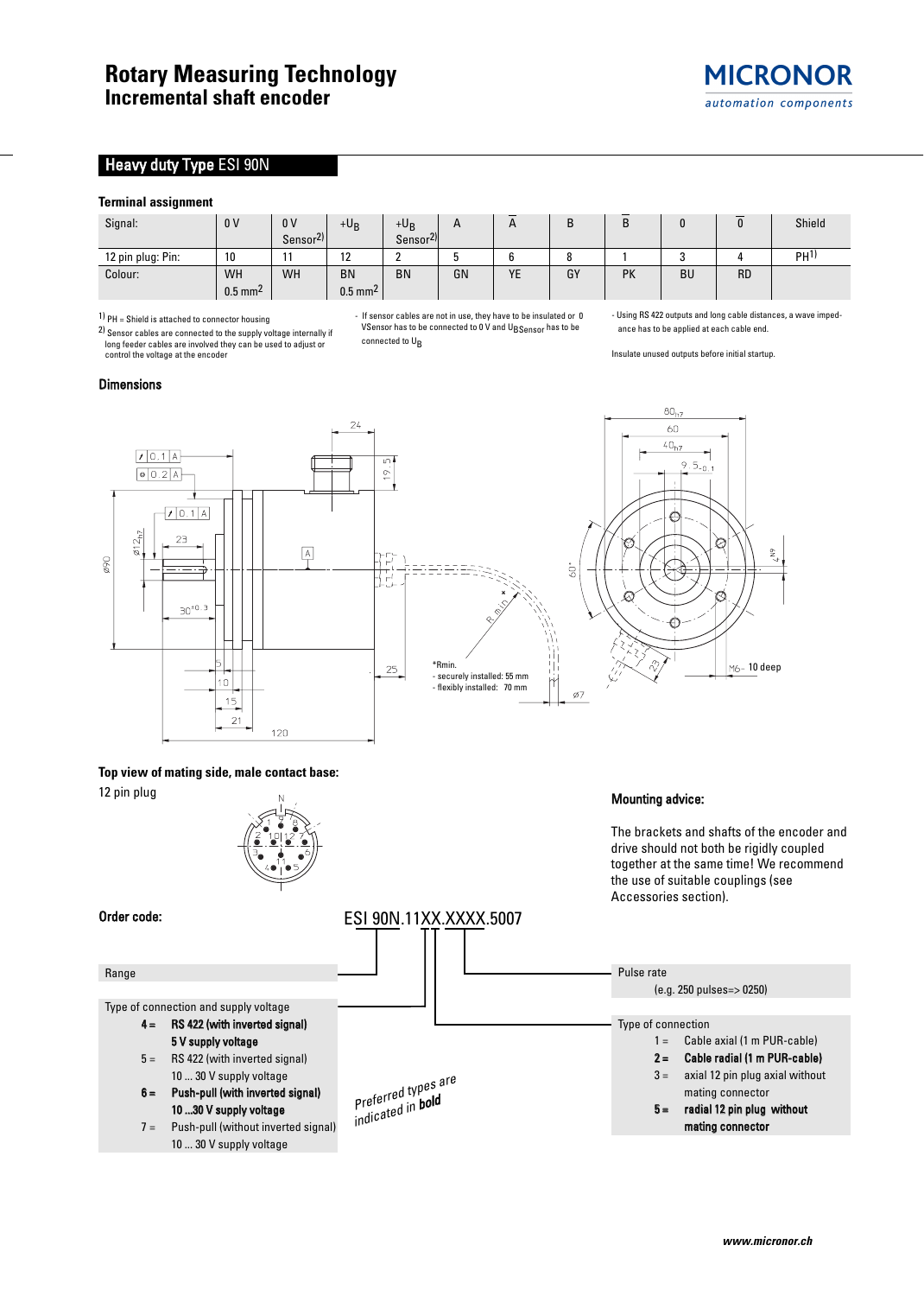## Heavy duty Type ESI 90N

### Terminal assignment

| Signal: | 0 V | 0 V Sensor[2] | $+U_B$ | $+U_B$ Sensor[2] | A | $\overline{A}$ | B | $\overline{B}$ | 0 | $\overline{0}$ | Shield |
|---|---|---|---|---|---|---|---|---|---|---|---|
| 12 pin plug: Pin: | 10 | 11 | 12 | 2 | 5 | 6 | 8 | 1 | 3 | 4 | PH[1] |
| Colour: | WH 0.5 mm² | WH | BN 0.5 mm² | BN | GN | YE | GY | PK | BU | RD | |

[1] PH = Shield is attached to connector housing

[2] Sensor cables are connected to the supply voltage internally if long feeder cables are involved they can be used to adjust or control the voltage at the encoder

- If sensor cables are not in use, they have to be insulated or 0 VSensor has to be connected to 0 V and $U_{BSensor}$ has to be connected to $U_B$

- Using RS 422 outputs and long cable distances, a wave impedance has to be applied at each cable end.

Insulate unused outputs before initial startup.

### Dimensions

*Rmin.
- securely installed: 55 mm
- flexibly installed: 70 mm

M6- 10 deep

### Top view of mating side, male contact base:

12 pin plug

### Mounting advice:

The brackets and shafts of the encoder and drive should not both be rigidly coupled together at the same time! We recommend the use of suitable couplings (see Accessories section).

### Order code:

ESI 90N.11XX.XXXX.5007

*Preferred types are indicated in* ***bold***

**Range**

**Type of connection and supply voltage**

- **4 = RS 422 (with inverted signal) 5 V supply voltage**
- 5 = RS 422 (with inverted signal) 10 ... 30 V supply voltage
- **6 = Push-pull (with inverted signal) 10 ...30 V supply voltage**
- 7 = Push-pull (without inverted signal) 10 ... 30 V supply voltage

**Pulse rate**

(e.g. 250 pulses=> 0250)

**Type of connection**

- 1 = Cable axial (1 m PUR-cable)
- **2 = Cable radial (1 m PUR-cable)**
- 3 = axial 12 pin plug axial without mating connector
- **5 = radial 12 pin plug without mating connector**